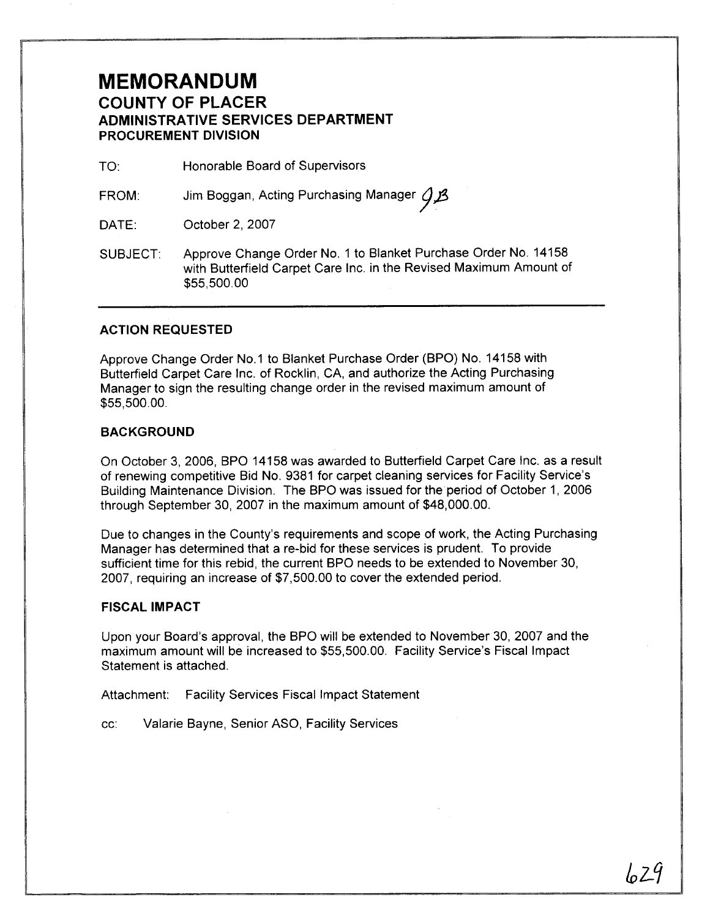# MEMORANDUM

## COUNTY OF PLACER

## ADMINISTRATIVE SERVICES DEPARTMENT

### PROCUREMENT DIVISION

TO: Honorable Board of Supervisors

FROM: Jim Boggan, Acting Purchasing Manager JB

DATE: October 2, 2007

SUBJECT: Approve Change Order No. 1 to Blanket Purchase Order No. 14158 with Butterfield Carpet Care Inc. in the Revised Maximum Amount of $55,500.00

---

**ACTION REQUESTED**

Approve Change Order No.1 to Blanket Purchase Order (BPO) No. 14158 with Butterfield Carpet Care Inc. of Rocklin, CA, and authorize the Acting Purchasing Manager to sign the resulting change order in the revised maximum amount of $55,500.00.

**BACKGROUND**

On October 3, 2006, BPO 14158 was awarded to Butterfield Carpet Care Inc. as a result of renewing competitive Bid No. 9381 for carpet cleaning services for Facility Service's Building Maintenance Division. The BPO was issued for the period of October 1, 2006 through September 30, 2007 in the maximum amount of $48,000.00.

Due to changes in the County's requirements and scope of work, the Acting Purchasing Manager has determined that a re-bid for these services is prudent. To provide sufficient time for this rebid, the current BPO needs to be extended to November 30, 2007, requiring an increase of $7,500.00 to cover the extended period.

**FISCAL IMPACT**

Upon your Board's approval, the BPO will be extended to November 30, 2007 and the maximum amount will be increased to $55,500.00. Facility Service's Fiscal Impact Statement is attached.

Attachment: Facility Services Fiscal Impact Statement

cc: Valarie Bayne, Senior ASO, Facility Services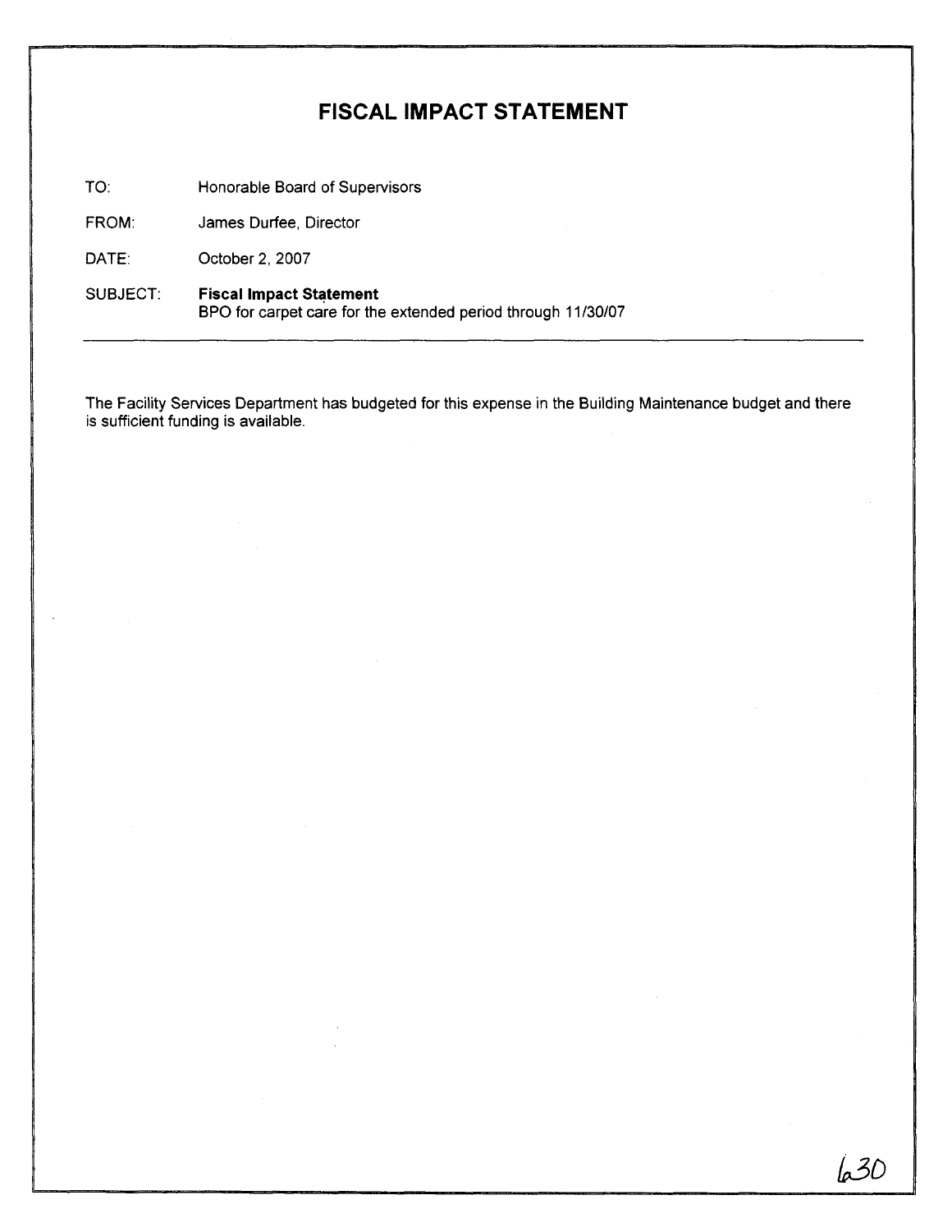# FISCAL IMPACT STATEMENT

TO: Honorable Board of Supervisors

FROM: James Durfee, Director

DATE: October 2, 2007

SUBJECT: **Fiscal Impact Statement**
BPO for carpet care for the extended period through 11/30/07

---

The Facility Services Department has budgeted for this expense in the Building Maintenance budget and there is sufficient funding is available.